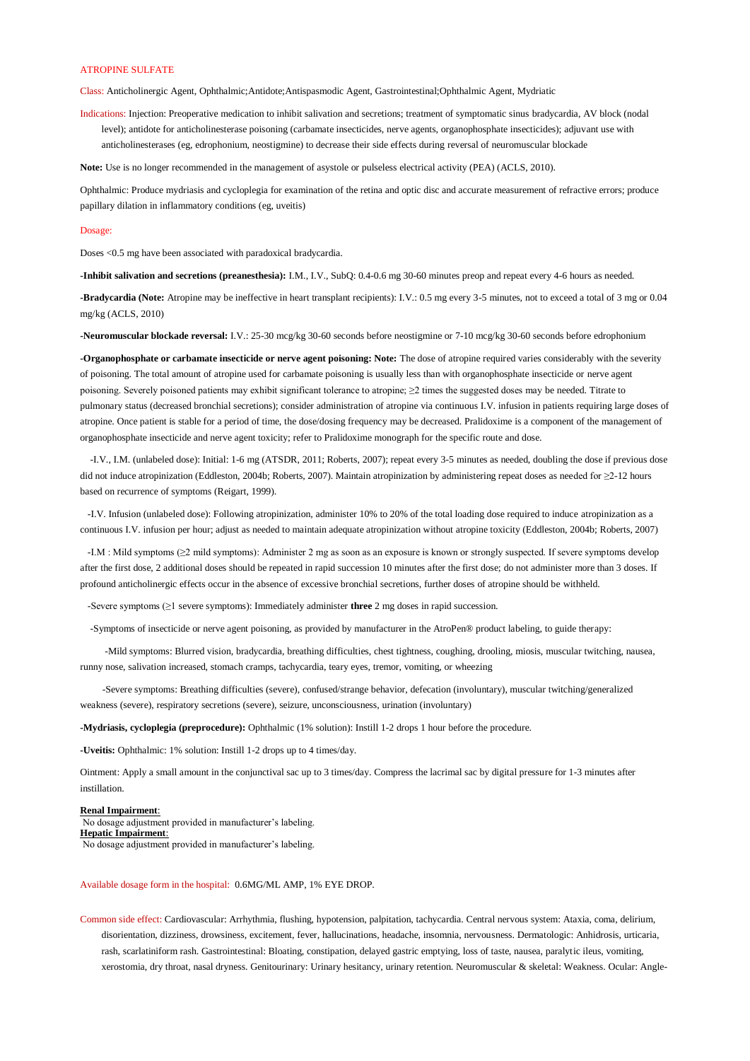# ATROPINE SULFATE

Class: Anticholinergic Agent, Ophthalmic;Antidote;Antispasmodic Agent, Gastrointestinal;Ophthalmic Agent, Mydriatic

Indications: Injection: Preoperative medication to inhibit salivation and secretions; treatment of symptomatic sinus bradycardia, AV block (nodal level); antidote for anticholinesterase poisoning (carbamate insecticides, nerve agents, organophosphate insecticides); adjuvant use with anticholinesterases (eg, edrophonium, neostigmine) to decrease their side effects during reversal of neuromuscular blockade

**Note:** Use is no longer recommended in the management of asystole or pulseless electrical activity (PEA) (ACLS, 2010).

Ophthalmic: Produce mydriasis and cycloplegia for examination of the retina and optic disc and accurate measurement of refractive errors; produce papillary dilation in inflammatory conditions (eg, uveitis)

Dosage:

Doses <0.5 mg have been associated with paradoxical bradycardia.

**-Inhibit salivation and secretions (preanesthesia):** I.M., I.V., SubQ: 0.4-0.6 mg 30-60 minutes preop and repeat every 4-6 hours as needed.

**-Bradycardia (Note:** Atropine may be ineffective in heart transplant recipients): I.V.: 0.5 mg every 3-5 minutes, not to exceed a total of 3 mg or 0.04 mg/kg (ACLS, 2010)

**-Neuromuscular blockade reversal:** I.V.: 25-30 mcg/kg 30-60 seconds before neostigmine or 7-10 mcg/kg 30-60 seconds before edrophonium

**-Organophosphate or carbamate insecticide or nerve agent poisoning: Note:** The dose of atropine required varies considerably with the severity of poisoning. The total amount of atropine used for carbamate poisoning is usually less than with organophosphate insecticide or nerve agent poisoning. Severely poisoned patients may exhibit significant tolerance to atropine; ≥2 times the suggested doses may be needed. Titrate to pulmonary status (decreased bronchial secretions); consider administration of atropine via continuous I.V. infusion in patients requiring large doses of atropine. Once patient is stable for a period of time, the dose/dosing frequency may be decreased. Pralidoxime is a component of the management of organophosphate insecticide and nerve agent toxicity; refer to Pralidoxime monograph for the specific route and dose.

-I.V., I.M. (unlabeled dose): Initial: 1-6 mg (ATSDR, 2011; Roberts, 2007); repeat every 3-5 minutes as needed, doubling the dose if previous dose did not induce atropinization (Eddleston, 2004b; Roberts, 2007). Maintain atropinization by administering repeat doses as needed for ≥2-12 hours based on recurrence of symptoms (Reigart, 1999).

-I.V. Infusion (unlabeled dose): Following atropinization, administer 10% to 20% of the total loading dose required to induce atropinization as a continuous I.V. infusion per hour; adjust as needed to maintain adequate atropinization without atropine toxicity (Eddleston, 2004b; Roberts, 2007)

-I.M : Mild symptoms (≥2 mild symptoms): Administer 2 mg as soon as an exposure is known or strongly suspected. If severe symptoms develop after the first dose, 2 additional doses should be repeated in rapid succession 10 minutes after the first dose; do not administer more than 3 doses. If profound anticholinergic effects occur in the absence of excessive bronchial secretions, further doses of atropine should be withheld.

-Severe symptoms (≥1 severe symptoms): Immediately administer **three** 2 mg doses in rapid succession.

-Symptoms of insecticide or nerve agent poisoning, as provided by manufacturer in the AtroPen® product labeling, to guide therapy:

-Mild symptoms: Blurred vision, bradycardia, breathing difficulties, chest tightness, coughing, drooling, miosis, muscular twitching, nausea, runny nose, salivation increased, stomach cramps, tachycardia, teary eyes, tremor, vomiting, or wheezing

-Severe symptoms: Breathing difficulties (severe), confused/strange behavior, defecation (involuntary), muscular twitching/generalized weakness (severe), respiratory secretions (severe), seizure, unconsciousness, urination (involuntary)

**-Mydriasis, cycloplegia (preprocedure):** Ophthalmic (1% solution): Instill 1-2 drops 1 hour before the procedure.

**-Uveitis:** Ophthalmic: 1% solution: Instill 1-2 drops up to 4 times/day.

Ointment: Apply a small amount in the conjunctival sac up to 3 times/day. Compress the lacrimal sac by digital pressure for 1-3 minutes after instillation.

**Renal Impairment**:
No dosage adjustment provided in manufacturer's labeling.
**Hepatic Impairment**:
No dosage adjustment provided in manufacturer's labeling.

Available dosage form in the hospital: 0.6MG/ML AMP, 1% EYE DROP.

Common side effect: Cardiovascular: Arrhythmia, flushing, hypotension, palpitation, tachycardia. Central nervous system: Ataxia, coma, delirium, disorientation, dizziness, drowsiness, excitement, fever, hallucinations, headache, insomnia, nervousness. Dermatologic: Anhidrosis, urticaria, rash, scarlatiniform rash. Gastrointestinal: Bloating, constipation, delayed gastric emptying, loss of taste, nausea, paralytic ileus, vomiting, xerostomia, dry throat, nasal dryness. Genitourinary: Urinary hesitancy, urinary retention. Neuromuscular & skeletal: Weakness. Ocular: Angle-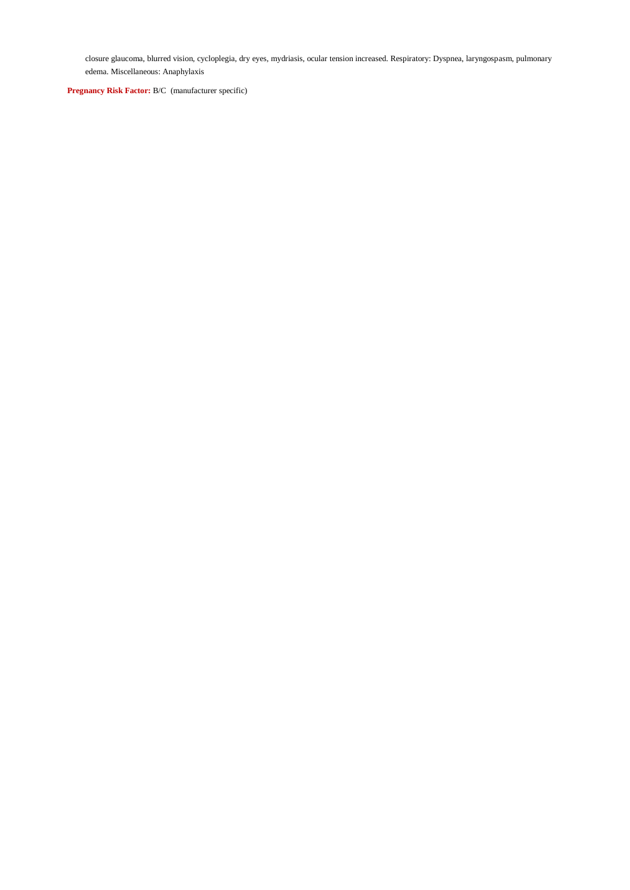closure glaucoma, blurred vision, cycloplegia, dry eyes, mydriasis, ocular tension increased. Respiratory: Dyspnea, laryngospasm, pulmonary edema. Miscellaneous: Anaphylaxis

**Pregnancy Risk Factor:** B/C (manufacturer specific)